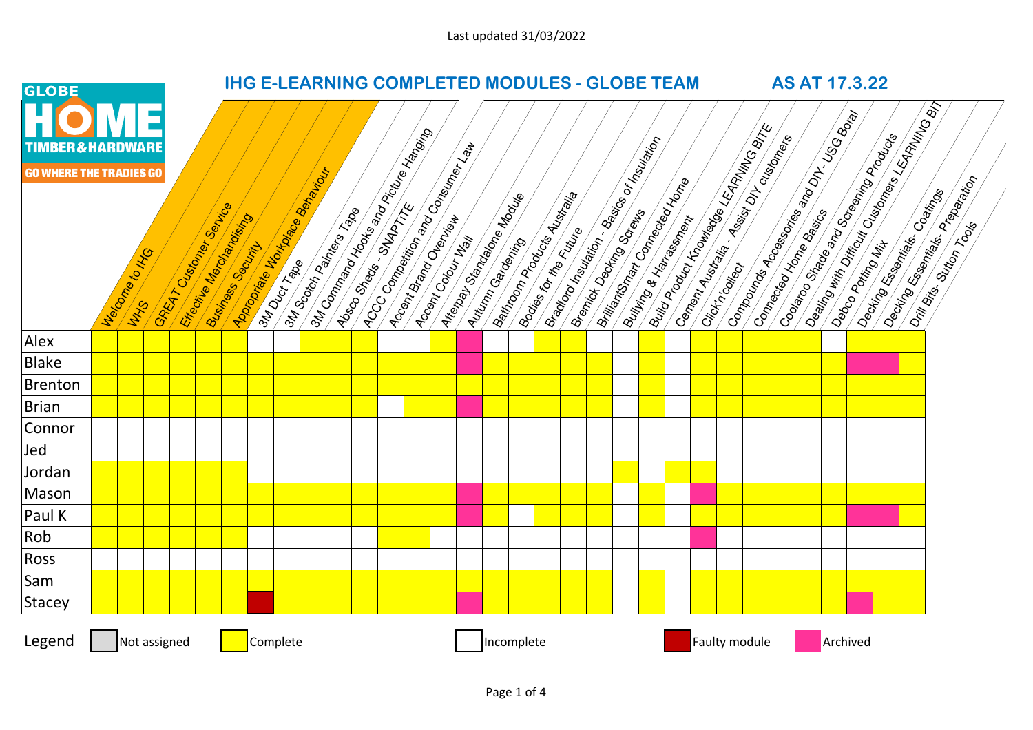Last updated 31/03/2022

GLOBE HOME TIMBER & HARDWARE – GO WHERE THE TRADIES GO

# IHG E-LEARNING COMPLETED MODULES - GLOBE TEAM AS AT 17.3.22

| | Welcome to IHG | WHS | GREAT Customer Service | Effective Merchandising | Business Security | Appropriate Workplace Behaviour | 3M Duct Tape | 3M Scotch Painters Tape | 3M Command Hooks and Picture Hanging | Absco Sheds - SNAPTITE | ACCC Competition and Consumer Law | Accent Brand Overview | Accent Colour Wall | Afterpay Standalone Module | Autumn Gardening | Bathroom Products Australia | Bodies for the Future | Bradford Insulation - Basics of Insulation | Bremick Decking Screws | BrilliantSmart Connected Home | Bullying & Harrassment | Build Product Knowledge LEARNING BITE | Cement Australia - Assist DIY customers | Click'n'collect | Compounds Accessories and DIY- USG Boral | Connected Home Basics | Coolaroo Shade and Screening Products | Dealing with Difficult Customers LEARNING BITE | Debco Potting Mix | Decking Essentials- Coatings | Decking Essentials- Preparation | Drill Bits- Sutton Tools |
|---|---|---|---|---|---|---|---|---|---|---|---|---|---|---|---|---|---|---|---|---|---|---|---|---|---|---|---|---|---|---|---|---|
| Alex | Complete | Complete | Complete | Complete | Complete | Complete | Incomplete | Incomplete | Complete | Complete | Complete | Incomplete | Incomplete | Complete | Archived | Incomplete | Incomplete | Complete | Complete | Incomplete | Incomplete | Complete | Incomplete | Complete | Complete | Complete | Complete | Complete | Incomplete | Complete | Complete | Complete |
| Blake | Complete | Complete | Complete | Complete | Complete | Complete | Complete | Complete | Complete | Complete | Complete | Complete | Complete | Complete | Archived | Complete | Complete | Complete | Complete | Complete | Incomplete | Complete | Incomplete | Complete | Complete | Complete | Complete | Complete | Complete | Archived | Archived | Complete |
| Brenton | Complete | Complete | Complete | Complete | Complete | Complete | Complete | Complete | Complete | Complete | Complete | Complete | Complete | Complete | Complete | Complete | Complete | Complete | Complete | Complete | Incomplete | Complete | Incomplete | Complete | Complete | Complete | Complete | Complete | Complete | Complete | Complete | Complete |
| Brian | Complete | Complete | Complete | Complete | Complete | Complete | Complete | Complete | Complete | Complete | Complete | Incomplete | Complete | Complete | Archived | Complete | Complete | Complete | Complete | Complete | Incomplete | Complete | Incomplete | Complete | Complete | Complete | Complete | Complete | Complete | Complete | Complete | Complete |
| Connor | Incomplete | Incomplete | Incomplete | Incomplete | Incomplete | Incomplete | Incomplete | Incomplete | Incomplete | Incomplete | Incomplete | Incomplete | Incomplete | Incomplete | Incomplete | Incomplete | Incomplete | Incomplete | Incomplete | Incomplete | Incomplete | Incomplete | Incomplete | Incomplete | Incomplete | Incomplete | Incomplete | Incomplete | Incomplete | Incomplete | Incomplete | Incomplete |
| Jed | Incomplete | Incomplete | Incomplete | Incomplete | Incomplete | Incomplete | Incomplete | Incomplete | Incomplete | Incomplete | Incomplete | Incomplete | Incomplete | Incomplete | Incomplete | Incomplete | Incomplete | Incomplete | Incomplete | Incomplete | Incomplete | Incomplete | Incomplete | Incomplete | Incomplete | Incomplete | Incomplete | Incomplete | Incomplete | Incomplete | Incomplete | Incomplete |
| Jordan | Complete | Complete | Complete | Complete | Complete | Complete | Incomplete | Incomplete | Incomplete | Incomplete | Incomplete | Incomplete | Incomplete | Incomplete | Incomplete | Incomplete | Incomplete | Incomplete | Incomplete | Incomplete | Complete | Incomplete | Complete | Complete | Incomplete | Incomplete | Incomplete | Incomplete | Incomplete | Incomplete | Incomplete | Incomplete |
| Mason | Complete | Complete | Complete | Complete | Complete | Complete | Complete | Complete | Complete | Complete | Complete | Complete | Complete | Complete | Archived | Complete | Complete | Complete | Complete | Complete | Incomplete | Complete | Incomplete | Archived | Complete | Complete | Complete | Complete | Complete | Complete | Complete | Complete |
| Paul K | Complete | Complete | Complete | Complete | Complete | Complete | Complete | Complete | Complete | Complete | Complete | Complete | Complete | Complete | Archived | Complete | Incomplete | Complete | Complete | Complete | Incomplete | Complete | Incomplete | Complete | Complete | Complete | Complete | Complete | Complete | Archived | Archived | Complete |
| Rob | Complete | Complete | Complete | Complete | Complete | Complete | Incomplete | Incomplete | Incomplete | Incomplete | Incomplete | Complete | Complete | Incomplete | Incomplete | Incomplete | Incomplete | Incomplete | Incomplete | Incomplete | Incomplete | Incomplete | Incomplete | Archived | Incomplete | Incomplete | Incomplete | Incomplete | Incomplete | Incomplete | Incomplete | Incomplete |
| Ross | Incomplete | Incomplete | Incomplete | Incomplete | Incomplete | Incomplete | Incomplete | Incomplete | Incomplete | Incomplete | Incomplete | Incomplete | Incomplete | Incomplete | Incomplete | Incomplete | Incomplete | Incomplete | Incomplete | Incomplete | Incomplete | Incomplete | Incomplete | Incomplete | Incomplete | Incomplete | Incomplete | Incomplete | Incomplete | Incomplete | Incomplete | Incomplete |
| Sam | Complete | Complete | Complete | Complete | Complete | Complete | Complete | Complete | Complete | Complete | Complete | Complete | Complete | Complete | Complete | Complete | Complete | Complete | Complete | Complete | Incomplete | Complete | Incomplete | Complete | Complete | Complete | Complete | Complete | Complete | Complete | Complete | Complete |
| Stacey | Complete | Complete | Complete | Complete | Complete | Complete | Faulty module | Complete | Complete | Complete | Complete | Complete | Complete | Complete | Archived | Complete | Complete | Complete | Complete | Complete | Incomplete | Complete | Incomplete | Complete | Complete | Complete | Complete | Complete | Complete | Archived | Complete | Complete |

Legend: Not assigned | Complete | Incomplete | Faulty module | Archived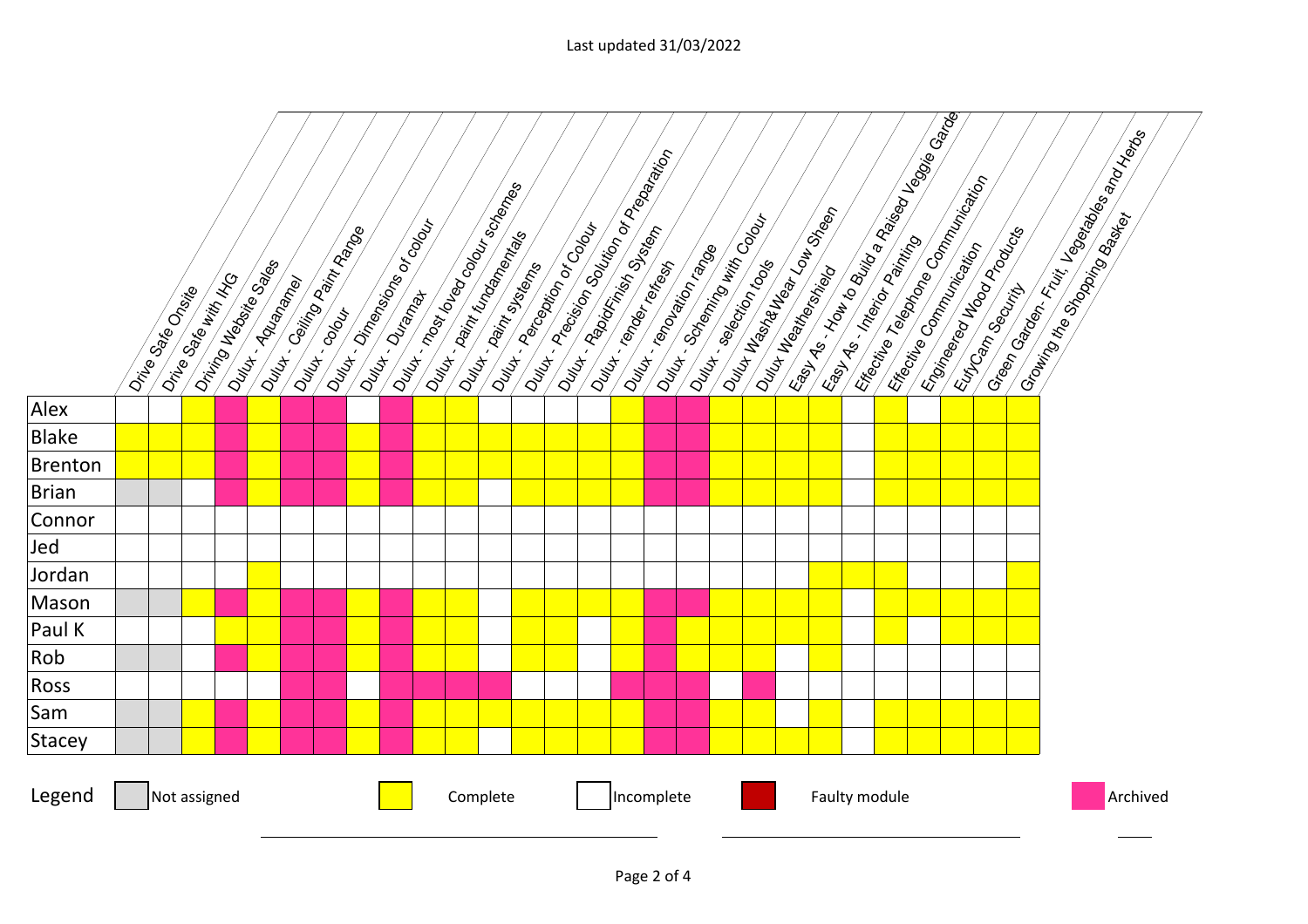Last updated 31/03/2022

| | Drive Safe Onsite | Drive Safe with IHG | Driving Website Sales | Dulux - Aquanamel | Dulux - Ceiling Paint Range | Dulux - colour | Dulux - Dimensions of colour | Dulux - Duramax | Dulux - most loved colour schemes | Dulux - paint fundamentals | Dulux - paint systems | Dulux - Perception of Colour | Dulux - Precision Solution of Preparation | Dulux - RapidFinish System | Dulux - render refresh | Dulux - renovation range | Dulux - Scheming with Colour | Dulux - selection tools | Dulux Wash&Wear Low Sheen | Dulux Weathershield | Easy As - How to Build a Raised Veggie Garde | Easy As - Interior Painting | Effective Telephone Communication | Effective Communication | Engineered Wood Products | EufyCam Security | Green Garden- Fruit, Vegetables and Herbs | Growing the Shopping Basket |
|---|---|---|---|---|---|---|---|---|---|---|---|---|---|---|---|---|---|---|---|---|---|---|---|---|---|---|---|---|
| Alex | Incomplete | Incomplete | Complete | Archived | Complete | Archived | Archived | Incomplete | Archived | Complete | Complete | Incomplete | Incomplete | Incomplete | Incomplete | Complete | Archived | Archived | Complete | Complete | Complete | Complete | Incomplete | Complete | Incomplete | Complete | Complete | Complete |
| Blake | Complete | Complete | Complete | Archived | Complete | Archived | Archived | Complete | Archived | Complete | Complete | Complete | Complete | Complete | Complete | Complete | Archived | Archived | Complete | Complete | Complete | Complete | Incomplete | Complete | Complete | Complete | Complete | Complete |
| Brenton | Complete | Complete | Complete | Archived | Complete | Archived | Archived | Complete | Archived | Complete | Complete | Complete | Complete | Complete | Complete | Complete | Archived | Archived | Complete | Complete | Complete | Complete | Incomplete | Complete | Complete | Complete | Complete | Complete |
| Brian | Not assigned | Not assigned | Incomplete | Archived | Complete | Archived | Archived | Complete | Archived | Complete | Complete | Incomplete | Complete | Complete | Complete | Complete | Archived | Archived | Complete | Complete | Complete | Complete | Incomplete | Complete | Complete | Complete | Complete | Complete |
| Connor | Incomplete | Incomplete | Incomplete | Incomplete | Incomplete | Incomplete | Incomplete | Incomplete | Incomplete | Incomplete | Incomplete | Incomplete | Incomplete | Incomplete | Incomplete | Incomplete | Incomplete | Incomplete | Incomplete | Incomplete | Incomplete | Incomplete | Incomplete | Incomplete | Incomplete | Incomplete | Incomplete | Incomplete |
| Jed | Incomplete | Incomplete | Incomplete | Incomplete | Incomplete | Incomplete | Incomplete | Incomplete | Incomplete | Incomplete | Incomplete | Incomplete | Incomplete | Incomplete | Incomplete | Incomplete | Incomplete | Incomplete | Incomplete | Incomplete | Incomplete | Incomplete | Incomplete | Incomplete | Incomplete | Incomplete | Incomplete | Incomplete |
| Jordan | Incomplete | Incomplete | Incomplete | Incomplete | Complete | Incomplete | Incomplete | Incomplete | Incomplete | Incomplete | Incomplete | Incomplete | Incomplete | Incomplete | Incomplete | Incomplete | Incomplete | Incomplete | Incomplete | Incomplete | Incomplete | Complete | Complete | Complete | Incomplete | Incomplete | Incomplete | Complete |
| Mason | Not assigned | Not assigned | Complete | Archived | Complete | Archived | Archived | Complete | Archived | Complete | Complete | Incomplete | Complete | Complete | Complete | Complete | Archived | Archived | Complete | Complete | Complete | Complete | Incomplete | Complete | Complete | Complete | Complete | Complete |
| Paul K | Incomplete | Incomplete | Incomplete | Complete | Complete | Archived | Archived | Complete | Archived | Complete | Complete | Incomplete | Complete | Complete | Incomplete | Complete | Archived | Complete | Complete | Complete | Complete | Complete | Incomplete | Complete | Incomplete | Complete | Complete | Complete |
| Rob | Not assigned | Not assigned | Incomplete | Archived | Complete | Archived | Archived | Complete | Archived | Complete | Complete | Incomplete | Complete | Complete | Incomplete | Complete | Archived | Complete | Complete | Complete | Incomplete | Complete | Incomplete | Incomplete | Incomplete | Incomplete | Incomplete | Incomplete |
| Ross | Incomplete | Incomplete | Incomplete | Incomplete | Incomplete | Archived | Archived | Incomplete | Archived | Archived | Archived | Archived | Incomplete | Incomplete | Incomplete | Archived | Archived | Archived | Incomplete | Archived | Incomplete | Incomplete | Incomplete | Incomplete | Incomplete | Incomplete | Incomplete | Incomplete |
| Sam | Not assigned | Not assigned | Complete | Archived | Complete | Archived | Archived | Complete | Archived | Complete | Complete | Complete | Complete | Complete | Complete | Complete | Archived | Archived | Complete | Complete | Incomplete | Complete | Incomplete | Complete | Complete | Complete | Complete | Complete |
| Stacey | Not assigned | Not assigned | Complete | Archived | Complete | Archived | Archived | Complete | Archived | Complete | Complete | Incomplete | Complete | Complete | Complete | Complete | Archived | Archived | Complete | Complete | Complete | Complete | Incomplete | Complete | Complete | Complete | Complete | Complete |

Legend: Not assigned | Complete | Incomplete | Faulty module | Archived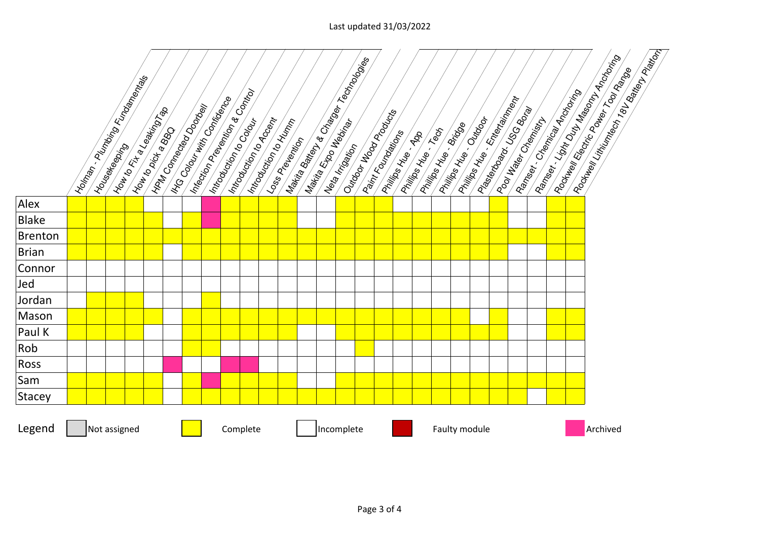Last updated 31/03/2022

| | Holman - Plumbing Fundamentals | Housekeeping | How to Fix a LeakingTap | How to pick a BBQ | HPM Connected Doorbell | IHG Colour with Confidence | Infection Prevention & Control | Introduction to Colour | Introduction to Accent | Introduction to Humm | Loss Prevention | Makita Battery & Charger Technologies | Makita Expo Webinar | Neta Irrigation | Outdoor Wood Products | Paint Foundations | Phillips Hue - App | Phillips Hue - Tech | Phillips Hue - Bridge | Phillips Hue - Outdoor | Phillips Hue - Entertainment | Plasterboard- USG Boral | Pool Water Chemistry | Ramset - Chemical Anchoring | Ramset - Light Duty Masonry Anchoring | Rockwell Electric Power Tool Range | Rockwell Lithiumtech 18V Battery Platform |
|---|---|---|---|---|---|---|---|---|---|---|---|---|---|---|---|---|---|---|---|---|---|---|---|---|---|---|---|
| Alex | Complete | Complete | Complete | Complete | Incomplete | Incomplete | Incomplete | Archived | Complete | Complete | Complete | Complete | Incomplete | Incomplete | Complete | Complete | Complete | Incomplete | Incomplete | Incomplete | Incomplete | Incomplete | Complete | Incomplete | Incomplete | Complete | Complete |
| Blake | Complete | Complete | Complete | Complete | Complete | Incomplete | Complete | Archived | Complete | Complete | Complete | Complete | Incomplete | Incomplete | Complete | Complete | Complete | Complete | Complete | Complete | Complete | Complete | Complete | Incomplete | Incomplete | Complete | Complete |
| Brenton | Complete | Complete | Complete | Complete | Complete | Complete | Complete | Complete | Complete | Complete | Complete | Complete | Complete | Complete | Complete | Complete | Complete | Complete | Complete | Complete | Complete | Complete | Complete | Complete | Complete | Complete | Complete |
| Brian | Complete | Complete | Complete | Complete | Complete | Incomplete | Complete | Complete | Complete | Complete | Complete | Complete | Complete | Complete | Complete | Complete | Complete | Complete | Complete | Complete | Complete | Complete | Complete | Incomplete | Incomplete | Complete | Complete |
| Connor | Incomplete | Incomplete | Incomplete | Incomplete | Incomplete | Incomplete | Incomplete | Incomplete | Incomplete | Incomplete | Incomplete | Incomplete | Incomplete | Incomplete | Incomplete | Incomplete | Incomplete | Incomplete | Incomplete | Incomplete | Incomplete | Incomplete | Incomplete | Incomplete | Incomplete | Incomplete | Incomplete |
| Jed | Incomplete | Incomplete | Incomplete | Incomplete | Incomplete | Incomplete | Incomplete | Incomplete | Incomplete | Incomplete | Incomplete | Incomplete | Incomplete | Incomplete | Incomplete | Incomplete | Incomplete | Incomplete | Incomplete | Incomplete | Incomplete | Incomplete | Incomplete | Incomplete | Incomplete | Incomplete | Incomplete |
| Jordan | Incomplete | Complete | Complete | Complete | Incomplete | Incomplete | Incomplete | Complete | Incomplete | Incomplete | Incomplete | Incomplete | Incomplete | Incomplete | Incomplete | Incomplete | Incomplete | Incomplete | Incomplete | Incomplete | Incomplete | Incomplete | Incomplete | Incomplete | Incomplete | Incomplete | Incomplete |
| Mason | Complete | Complete | Complete | Complete | Complete | Incomplete | Complete | Complete | Complete | Complete | Complete | Complete | Complete | Complete | Complete | Complete | Complete | Complete | Complete | Complete | Complete | Incomplete | Complete | Incomplete | Incomplete | Complete | Complete |
| Paul K | Complete | Complete | Complete | Complete | Incomplete | Incomplete | Complete | Complete | Complete | Complete | Complete | Complete | Incomplete | Incomplete | Complete | Complete | Complete | Complete | Complete | Complete | Complete | Complete | Complete | Incomplete | Incomplete | Complete | Complete |
| Rob | Incomplete | Incomplete | Incomplete | Incomplete | Incomplete | Incomplete | Complete | Complete | Incomplete | Incomplete | Incomplete | Incomplete | Incomplete | Incomplete | Incomplete | Complete | Incomplete | Incomplete | Incomplete | Incomplete | Incomplete | Incomplete | Incomplete | Incomplete | Incomplete | Incomplete | Incomplete |
| Ross | Incomplete | Incomplete | Incomplete | Incomplete | Incomplete | Archived | Incomplete | Incomplete | Archived | Archived | Incomplete | Incomplete | Incomplete | Incomplete | Incomplete | Incomplete | Incomplete | Incomplete | Incomplete | Incomplete | Incomplete | Incomplete | Incomplete | Incomplete | Incomplete | Incomplete | Incomplete |
| Sam | Complete | Complete | Complete | Complete | Complete | Incomplete | Complete | Archived | Complete | Complete | Complete | Complete | Incomplete | Incomplete | Complete | Complete | Complete | Complete | Complete | Complete | Complete | Complete | Complete | Complete | Complete | Complete | Complete |
| Stacey | Complete | Complete | Complete | Complete | Complete | Incomplete | Complete | Complete | Complete | Complete | Complete | Complete | Complete | Complete | Complete | Complete | Complete | Complete | Complete | Complete | Complete | Complete | Complete | Complete | Incomplete | Complete | Complete |

Legend: Not assigned | Complete | Incomplete | Faulty module | Archived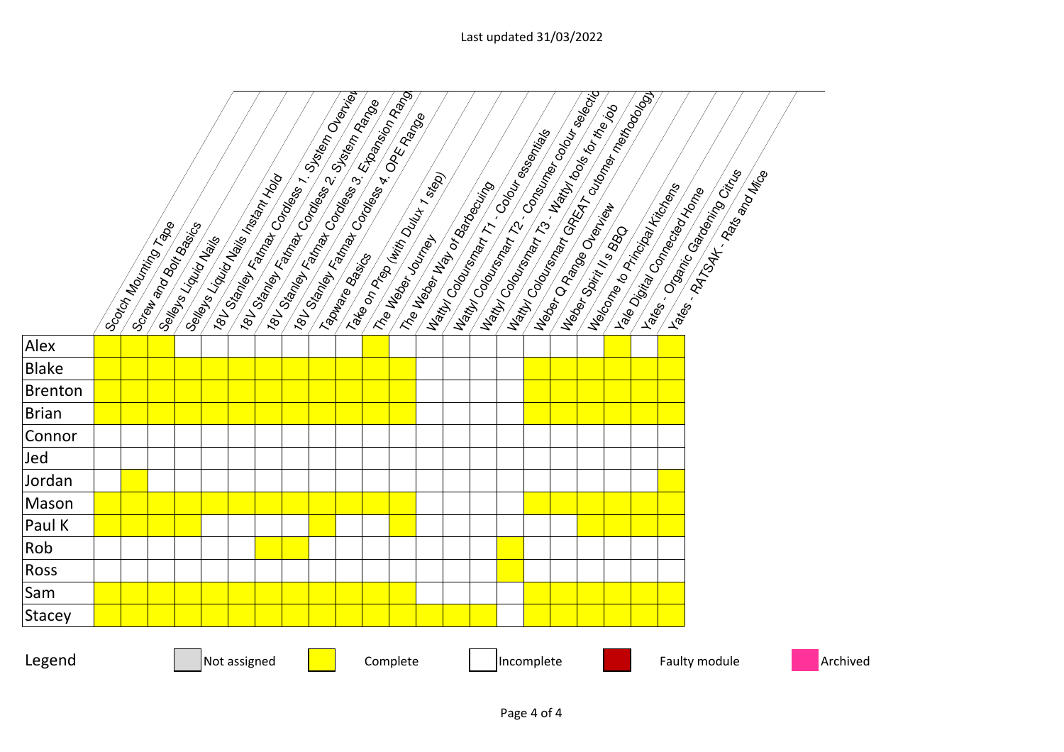Last updated 31/03/2022

| | Scotch Mounting Tape | Screw and Bolt Basics | Selleys Liquid Nails | Selleys Liquid Nails Instant Hold | 18V Stanley Fatmax Cordless 1. System Overviev | 18V Stanley Fatmax Cordless 2. System Range | 18V Stanley Fatmax Cordless 3. Expansion Rang | 18V Stanley Fatmax Cordless 4. OPE Range | Tapware Basics | Take on Prep (with Dulux 1 step) | The Weber Journey | The Weber Way of Barbecuing | Wattyl Coloursmart T1 - Colour essentials | Wattyl Coloursmart T2 - Consumer colour selectio | Wattyl Coloursmart T3 - Wattyl tools for the job | Wattyl Coloursmart GREAT cutomer methodology | Weber Q Range Overview | Weber Spirit II s BBQ | Welcome to Principal Kitchens | Yale Digital Connected Home | Yates - Organic Gardening Citrus | Yates - RATSAK - Rats and Mice |
|---|---|---|---|---|---|---|---|---|---|---|---|---|---|---|---|---|---|---|---|---|---|---|
| Alex | Complete | Complete | Complete | Incomplete | Incomplete | Incomplete | Incomplete | Incomplete | Incomplete | Incomplete | Complete | Incomplete | Incomplete | Incomplete | Incomplete | Incomplete | Incomplete | Incomplete | Incomplete | Complete | Incomplete | Complete |
| Blake | Complete | Complete | Complete | Complete | Complete | Complete | Complete | Complete | Complete | Complete | Complete | Complete | Incomplete | Incomplete | Incomplete | Incomplete | Complete | Complete | Complete | Complete | Complete | Complete |
| Brenton | Complete | Complete | Complete | Complete | Complete | Complete | Complete | Complete | Complete | Complete | Complete | Complete | Incomplete | Incomplete | Incomplete | Incomplete | Complete | Complete | Complete | Complete | Complete | Complete |
| Brian | Complete | Complete | Complete | Complete | Complete | Complete | Complete | Complete | Complete | Complete | Complete | Complete | Incomplete | Incomplete | Incomplete | Incomplete | Complete | Complete | Complete | Complete | Complete | Complete |
| Connor | Incomplete | Incomplete | Incomplete | Incomplete | Incomplete | Incomplete | Incomplete | Incomplete | Incomplete | Incomplete | Incomplete | Incomplete | Incomplete | Incomplete | Incomplete | Incomplete | Incomplete | Incomplete | Incomplete | Incomplete | Incomplete | Incomplete |
| Jed | Incomplete | Incomplete | Incomplete | Incomplete | Incomplete | Incomplete | Incomplete | Incomplete | Incomplete | Incomplete | Incomplete | Incomplete | Incomplete | Incomplete | Incomplete | Incomplete | Incomplete | Incomplete | Incomplete | Incomplete | Incomplete | Incomplete |
| Jordan | Incomplete | Complete | Incomplete | Incomplete | Incomplete | Incomplete | Incomplete | Incomplete | Incomplete | Incomplete | Incomplete | Incomplete | Incomplete | Incomplete | Incomplete | Incomplete | Incomplete | Incomplete | Incomplete | Incomplete | Incomplete | Complete |
| Mason | Complete | Complete | Complete | Complete | Complete | Complete | Complete | Complete | Complete | Complete | Complete | Complete | Incomplete | Incomplete | Incomplete | Incomplete | Complete | Complete | Complete | Complete | Complete | Complete |
| Paul K | Complete | Complete | Complete | Complete | Incomplete | Incomplete | Incomplete | Incomplete | Complete | Incomplete | Incomplete | Complete | Incomplete | Incomplete | Incomplete | Incomplete | Incomplete | Incomplete | Complete | Complete | Complete | Complete |
| Rob | Incomplete | Incomplete | Incomplete | Incomplete | Incomplete | Incomplete | Complete | Complete | Incomplete | Incomplete | Incomplete | Incomplete | Incomplete | Incomplete | Incomplete | Complete | Incomplete | Incomplete | Incomplete | Incomplete | Incomplete | Incomplete |
| Ross | Incomplete | Incomplete | Incomplete | Incomplete | Incomplete | Incomplete | Incomplete | Incomplete | Incomplete | Incomplete | Incomplete | Incomplete | Incomplete | Incomplete | Incomplete | Complete | Incomplete | Incomplete | Incomplete | Incomplete | Incomplete | Incomplete |
| Sam | Complete | Complete | Complete | Complete | Complete | Complete | Complete | Complete | Complete | Complete | Complete | Complete | Incomplete | Incomplete | Incomplete | Incomplete | Complete | Complete | Complete | Complete | Complete | Complete |
| Stacey | Complete | Complete | Complete | Complete | Complete | Complete | Complete | Complete | Complete | Complete | Complete | Complete | Complete | Complete | Complete | Incomplete | Complete | Complete | Complete | Complete | Complete | Complete |

Legend: Not assigned | Complete | Incomplete | Faulty module | Archived